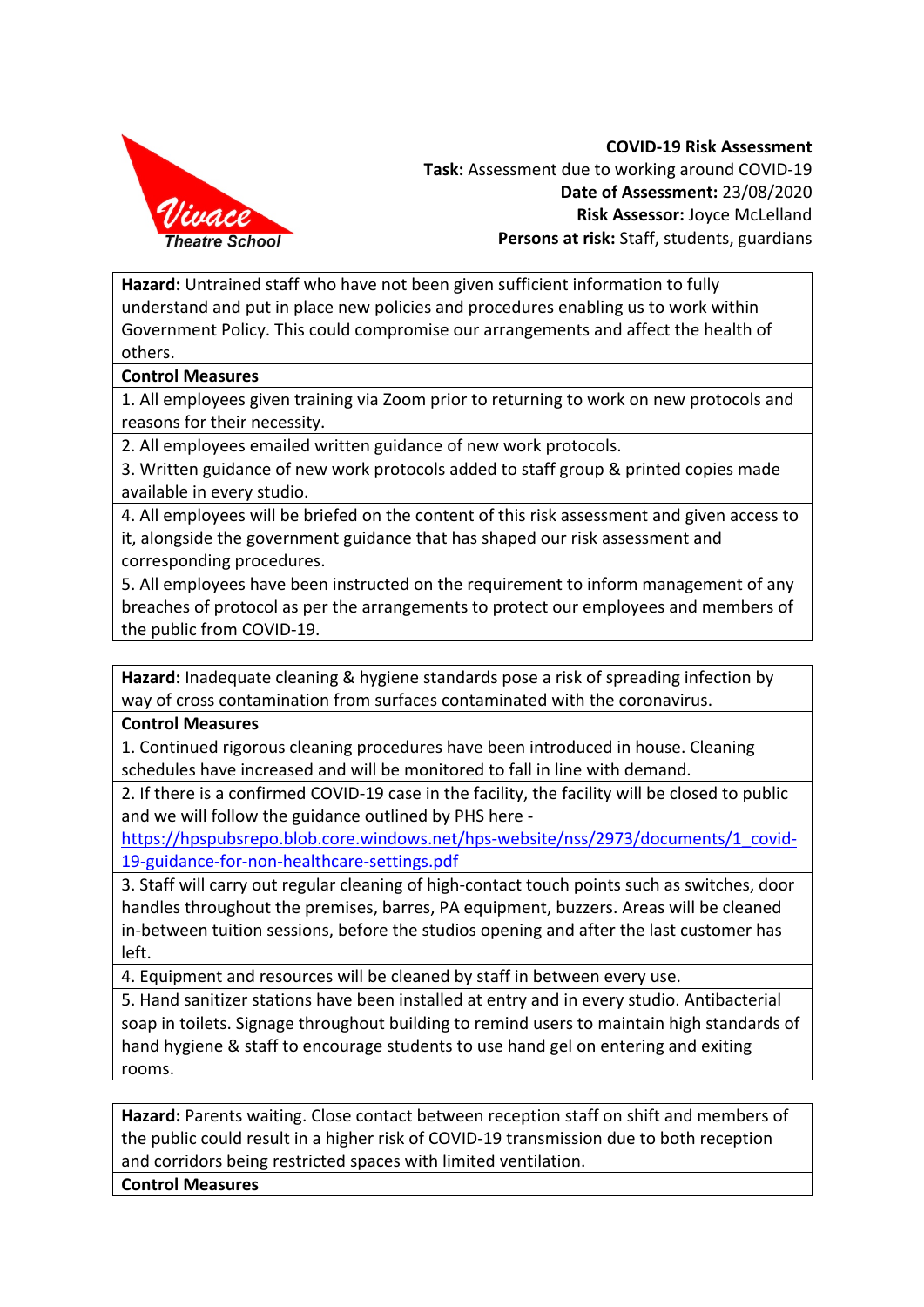**Vivace Theatre School**

**COVID-19 Risk Assessment**
**Task:** Assessment due to working around COVID-19
**Date of Assessment:** 23/08/2020
**Risk Assessor:** Joyce McLelland
**Persons at risk:** Staff, students, guardians

| **Hazard:** Untrained staff who have not been given sufficient information to fully understand and put in place new policies and procedures enabling us to work within Government Policy. This could compromise our arrangements and affect the health of others. |
|---|
| **Control Measures** |
| 1. All employees given training via Zoom prior to returning to work on new protocols and reasons for their necessity. |
| 2. All employees emailed written guidance of new work protocols. |
| 3. Written guidance of new work protocols added to staff group & printed copies made available in every studio. |
| 4. All employees will be briefed on the content of this risk assessment and given access to it, alongside the government guidance that has shaped our risk assessment and corresponding procedures. |
| 5. All employees have been instructed on the requirement to inform management of any breaches of protocol as per the arrangements to protect our employees and members of the public from COVID-19. |

| **Hazard:** Inadequate cleaning & hygiene standards pose a risk of spreading infection by way of cross contamination from surfaces contaminated with the coronavirus. |
|---|
| **Control Measures** |
| 1. Continued rigorous cleaning procedures have been introduced in house. Cleaning schedules have increased and will be monitored to fall in line with demand. |
| 2. If there is a confirmed COVID-19 case in the facility, the facility will be closed to public and we will follow the guidance outlined by PHS here - https://hpspubsrepo.blob.core.windows.net/hps-website/nss/2973/documents/1_covid-19-guidance-for-non-healthcare-settings.pdf |
| 3. Staff will carry out regular cleaning of high-contact touch points such as switches, door handles throughout the premises, barres, PA equipment, buzzers. Areas will be cleaned in-between tuition sessions, before the studios opening and after the last customer has left. |
| 4. Equipment and resources will be cleaned by staff in between every use. |
| 5. Hand sanitizer stations have been installed at entry and in every studio. Antibacterial soap in toilets. Signage throughout building to remind users to maintain high standards of hand hygiene & staff to encourage students to use hand gel on entering and exiting rooms. |

| **Hazard:** Parents waiting. Close contact between reception staff on shift and members of the public could result in a higher risk of COVID-19 transmission due to both reception and corridors being restricted spaces with limited ventilation. |
|---|
| **Control Measures** |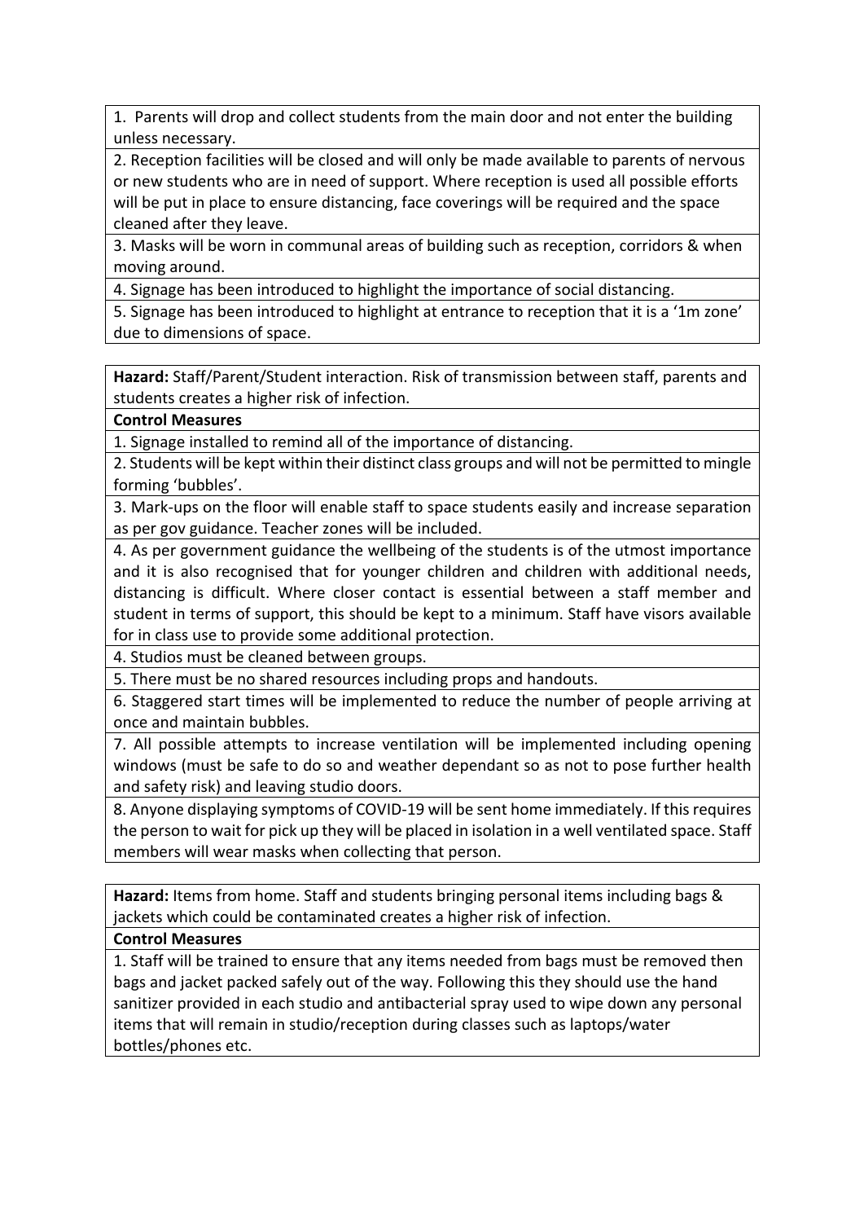1. Parents will drop and collect students from the main door and not enter the building unless necessary.

2. Reception facilities will be closed and will only be made available to parents of nervous or new students who are in need of support. Where reception is used all possible efforts will be put in place to ensure distancing, face coverings will be required and the space cleaned after they leave.

3. Masks will be worn in communal areas of building such as reception, corridors & when moving around.

4. Signage has been introduced to highlight the importance of social distancing.

5. Signage has been introduced to highlight at entrance to reception that it is a '1m zone' due to dimensions of space.

**Hazard:** Staff/Parent/Student interaction. Risk of transmission between staff, parents and students creates a higher risk of infection.

**Control Measures**

1. Signage installed to remind all of the importance of distancing.

2. Students will be kept within their distinct class groups and will not be permitted to mingle forming 'bubbles'.

3. Mark-ups on the floor will enable staff to space students easily and increase separation as per gov guidance. Teacher zones will be included.

4. As per government guidance the wellbeing of the students is of the utmost importance and it is also recognised that for younger children and children with additional needs, distancing is difficult. Where closer contact is essential between a staff member and student in terms of support, this should be kept to a minimum. Staff have visors available for in class use to provide some additional protection.

4. Studios must be cleaned between groups.

5. There must be no shared resources including props and handouts.

6. Staggered start times will be implemented to reduce the number of people arriving at once and maintain bubbles.

7. All possible attempts to increase ventilation will be implemented including opening windows (must be safe to do so and weather dependant so as not to pose further health and safety risk) and leaving studio doors.

8. Anyone displaying symptoms of COVID-19 will be sent home immediately. If this requires the person to wait for pick up they will be placed in isolation in a well ventilated space. Staff members will wear masks when collecting that person.

**Hazard:** Items from home. Staff and students bringing personal items including bags & jackets which could be contaminated creates a higher risk of infection.

**Control Measures**

1. Staff will be trained to ensure that any items needed from bags must be removed then bags and jacket packed safely out of the way. Following this they should use the hand sanitizer provided in each studio and antibacterial spray used to wipe down any personal items that will remain in studio/reception during classes such as laptops/water bottles/phones etc.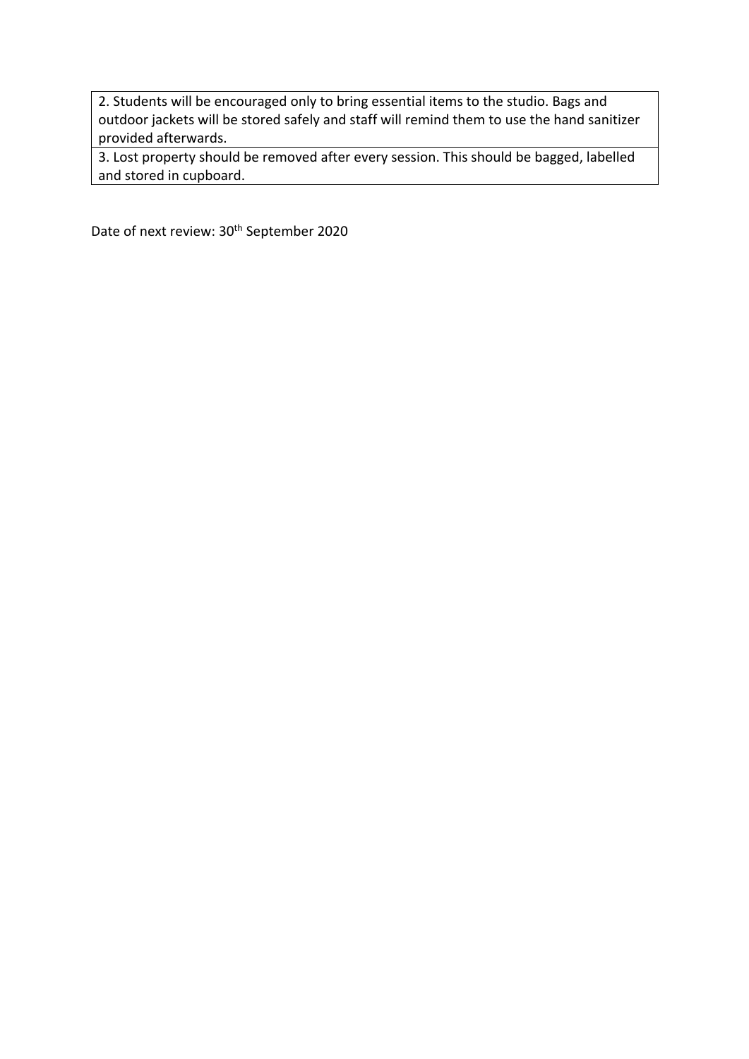| |
|---|
| 2. Students will be encouraged only to bring essential items to the studio. Bags and outdoor jackets will be stored safely and staff will remind them to use the hand sanitizer provided afterwards. |
| 3. Lost property should be removed after every session. This should be bagged, labelled and stored in cupboard. |

Date of next review: 30th September 2020